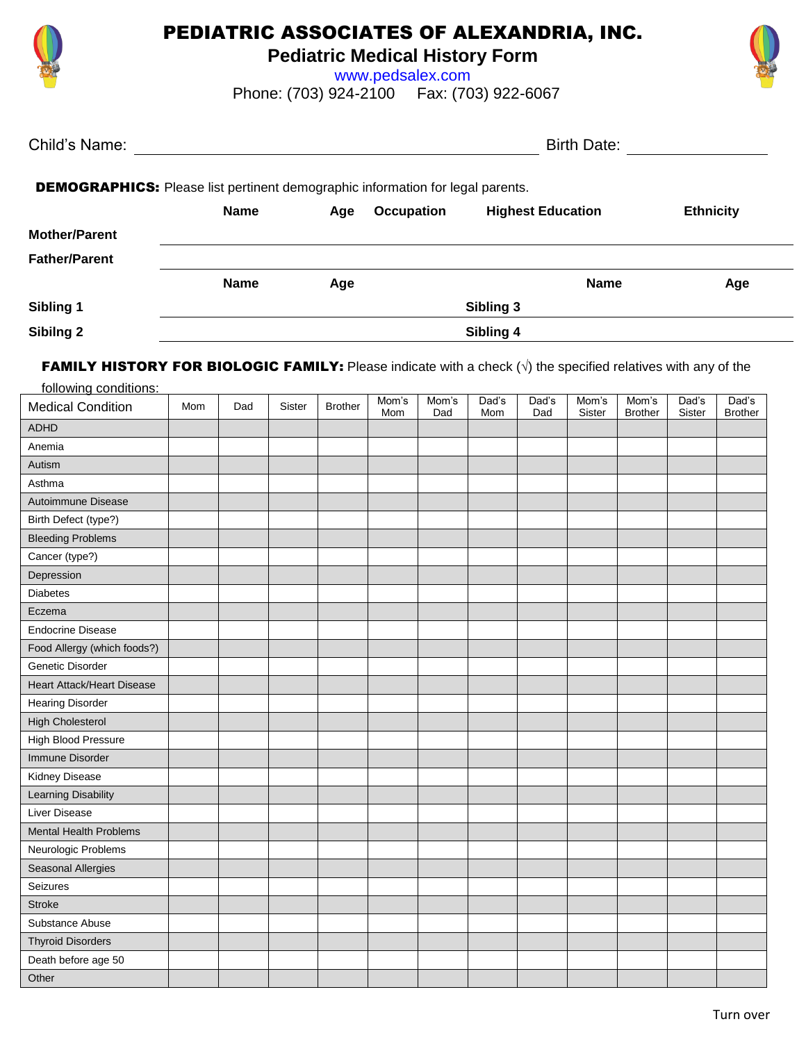# PEDIATRIC ASSOCIATES OF ALEXANDRIA, INC.

## Pediatric Medical History Form

www.pedsalex.com

Phone: (703) 924-2100    Fax: (703) 922-6067

Child's Name: ____________________________________ Birth Date: ______________

**DEMOGRAPHICS:** Please list pertinent demographic information for legal parents.

| | Name | Age | Occupation | Highest Education | Ethnicity |
|---|---|---|---|---|---|
| **Mother/Parent** | | | | | |
| **Father/Parent** | | | | | |

| | Name | Age | | Name | Age |
|---|---|---|---|---|---|
| **Sibling 1** | | | **Sibling 3** | | |
| **Sibilng 2** | | | **Sibling 4** | | |

**FAMILY HISTORY FOR BIOLOGIC FAMILY:** Please indicate with a check (√) the specified relatives with any of the following conditions:

| Medical Condition | Mom | Dad | Sister | Brother | Mom's Mom | Mom's Dad | Dad's Mom | Dad's Dad | Mom's Sister | Mom's Brother | Dad's Sister | Dad's Brother |
|---|---|---|---|---|---|---|---|---|---|---|---|---|
| ADHD | | | | | | | | | | | | |
| Anemia | | | | | | | | | | | | |
| Autism | | | | | | | | | | | | |
| Asthma | | | | | | | | | | | | |
| Autoimmune Disease | | | | | | | | | | | | |
| Birth Defect (type?) | | | | | | | | | | | | |
| Bleeding Problems | | | | | | | | | | | | |
| Cancer (type?) | | | | | | | | | | | | |
| Depression | | | | | | | | | | | | |
| Diabetes | | | | | | | | | | | | |
| Eczema | | | | | | | | | | | | |
| Endocrine Disease | | | | | | | | | | | | |
| Food Allergy (which foods?) | | | | | | | | | | | | |
| Genetic Disorder | | | | | | | | | | | | |
| Heart Attack/Heart Disease | | | | | | | | | | | | |
| Hearing Disorder | | | | | | | | | | | | |
| High Cholesterol | | | | | | | | | | | | |
| High Blood Pressure | | | | | | | | | | | | |
| Immune Disorder | | | | | | | | | | | | |
| Kidney Disease | | | | | | | | | | | | |
| Learning Disability | | | | | | | | | | | | |
| Liver Disease | | | | | | | | | | | | |
| Mental Health Problems | | | | | | | | | | | | |
| Neurologic Problems | | | | | | | | | | | | |
| Seasonal Allergies | | | | | | | | | | | | |
| Seizures | | | | | | | | | | | | |
| Stroke | | | | | | | | | | | | |
| Substance Abuse | | | | | | | | | | | | |
| Thyroid Disorders | | | | | | | | | | | | |
| Death before age 50 | | | | | | | | | | | | |
| Other | | | | | | | | | | | | |

Turn over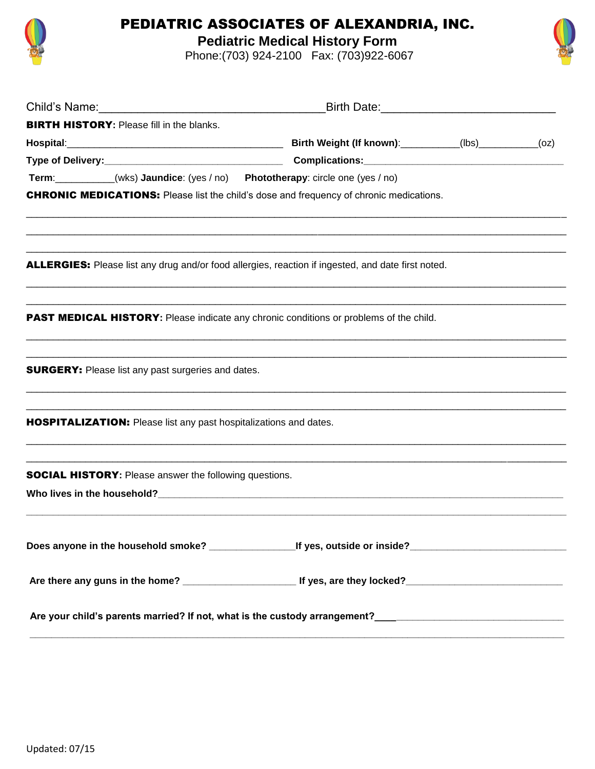# PEDIATRIC ASSOCIATES OF ALEXANDRIA, INC.

## Pediatric Medical History Form

Phone:(703) 924-2100 Fax: (703)922-6067

Child's Name:___________________________________Birth Date:___________________________

**BIRTH HISTORY:** Please fill in the blanks.

**Hospital**:_______________________________________ **Birth Weight (If known)**:__________(lbs)__________(oz)

**Type of Delivery:**________________________________ **Complications:**____________________________________

**Term**:__________(wks) **Jaundice**: (yes / no) **Phototherapy**: circle one (yes / no)

**CHRONIC MEDICATIONS:** Please list the child's dose and frequency of chronic medications.

______________________________________________________________________________________________

______________________________________________________________________________________________

______________________________________________________________________________________________

**ALLERGIES:** Please list any drug and/or food allergies, reaction if ingested, and date first noted.

______________________________________________________________________________________________

______________________________________________________________________________________________

**PAST MEDICAL HISTORY:** Please indicate any chronic conditions or problems of the child.

______________________________________________________________________________________________

______________________________________________________________________________________________

**SURGERY:** Please list any past surgeries and dates.

______________________________________________________________________________________________

______________________________________________________________________________________________

**HOSPITALIZATION:** Please list any past hospitalizations and dates.

______________________________________________________________________________________________

______________________________________________________________________________________________

**SOCIAL HISTORY:** Please answer the following questions.

**Who lives in the household?**_______________________________________________________________________

______________________________________________________________________________________________

**Does anyone in the household smoke?** _______________**If yes, outside or inside?**____________________________

**Are there any guns in the home?** ____________________ **If yes, are they locked?**____________________________

**Are your child's parents married? If not, what is the custody arrangement?**______________________________

______________________________________________________________________________________________

Updated: 07/15